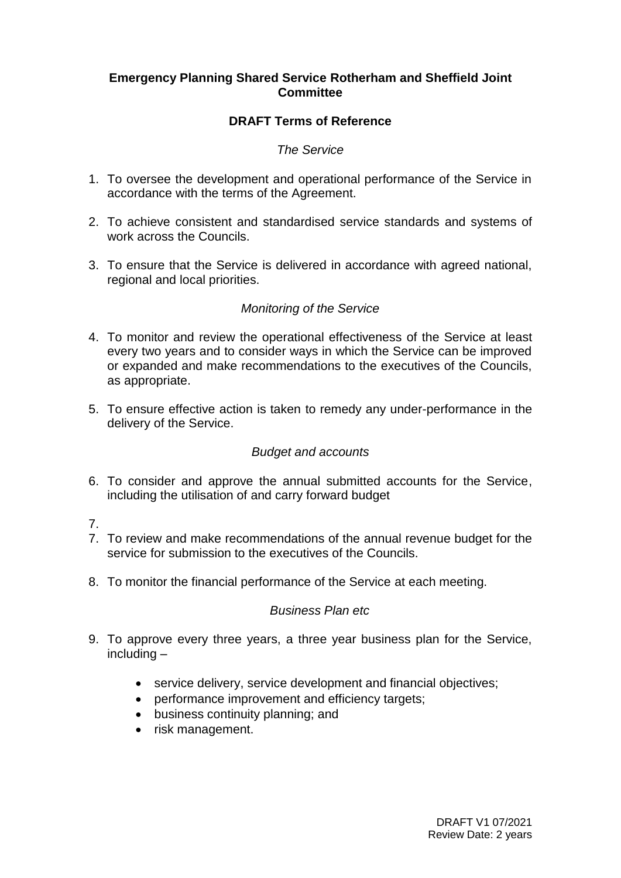**Emergency Planning Shared Service Rotherham and Sheffield Joint Committee**

**DRAFT Terms of Reference**

*The Service*

1. To oversee the development and operational performance of the Service in accordance with the terms of the Agreement.

2. To achieve consistent and standardised service standards and systems of work across the Councils.

3. To ensure that the Service is delivered in accordance with agreed national, regional and local priorities.

*Monitoring of the Service*

4. To monitor and review the operational effectiveness of the Service at least every two years and to consider ways in which the Service can be improved or expanded and make recommendations to the executives of the Councils, as appropriate.

5. To ensure effective action is taken to remedy any under-performance in the delivery of the Service.

*Budget and accounts*

6. To consider and approve the annual submitted accounts for the Service, including the utilisation of and carry forward budget

7.

7. To review and make recommendations of the annual revenue budget for the service for submission to the executives of the Councils.

8. To monitor the financial performance of the Service at each meeting.

*Business Plan etc*

9. To approve every three years, a three year business plan for the Service, including –

    - service delivery, service development and financial objectives;
    - performance improvement and efficiency targets;
    - business continuity planning; and
    - risk management.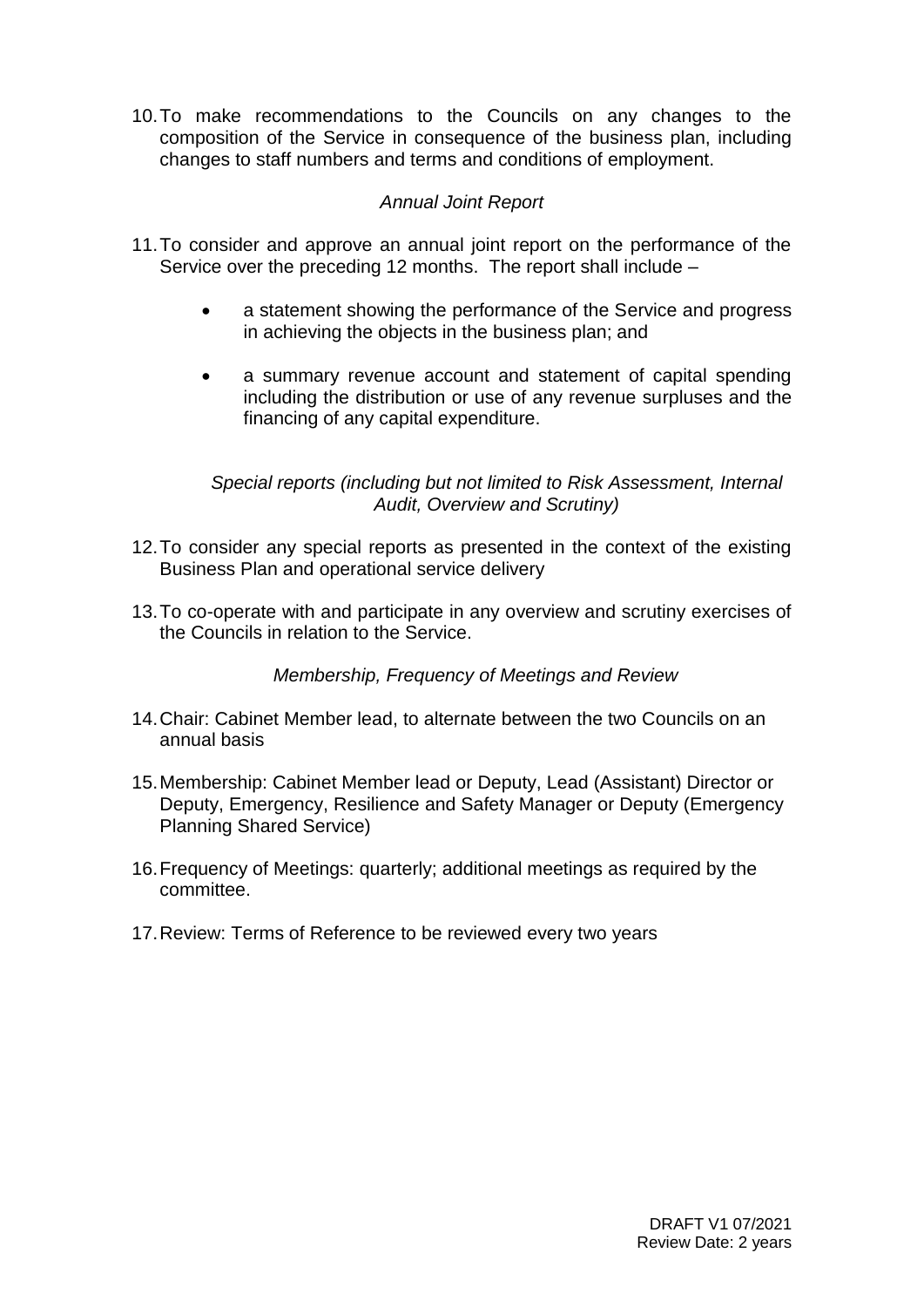10. To make recommendations to the Councils on any changes to the composition of the Service in consequence of the business plan, including changes to staff numbers and terms and conditions of employment.

*Annual Joint Report*

11. To consider and approve an annual joint report on the performance of the Service over the preceding 12 months. The report shall include –

    - a statement showing the performance of the Service and progress in achieving the objects in the business plan; and
    - a summary revenue account and statement of capital spending including the distribution or use of any revenue surpluses and the financing of any capital expenditure.

*Special reports (including but not limited to Risk Assessment, Internal Audit, Overview and Scrutiny)*

12. To consider any special reports as presented in the context of the existing Business Plan and operational service delivery
13. To co-operate with and participate in any overview and scrutiny exercises of the Councils in relation to the Service.

*Membership, Frequency of Meetings and Review*

14. Chair: Cabinet Member lead, to alternate between the two Councils on an annual basis
15. Membership: Cabinet Member lead or Deputy, Lead (Assistant) Director or Deputy, Emergency, Resilience and Safety Manager or Deputy (Emergency Planning Shared Service)
16. Frequency of Meetings: quarterly; additional meetings as required by the committee.
17. Review: Terms of Reference to be reviewed every two years

DRAFT V1 07/2021
Review Date: 2 years